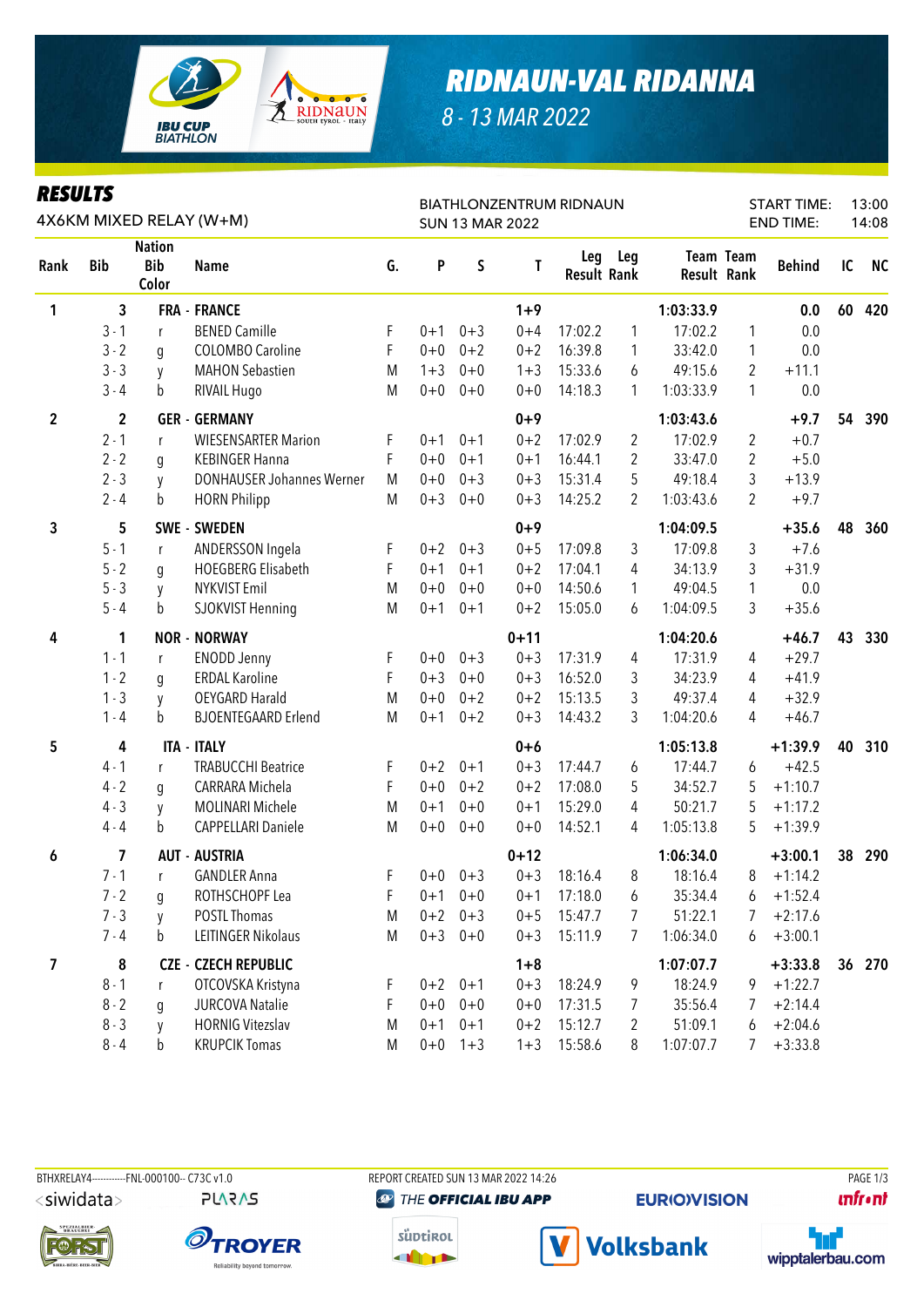# RIDNAUN-VAL RIDANNA

8 - 13 MAR 2022

## RESULTS

4X6KM MIXED RELAY (W+M)

BIATHLONZENTRUM RIDNAUN
SUN 13 MAR 2022

START TIME: 13:00
END TIME: 14:08

| Rank | Bib | Nation Bib Color | Name | G. | P | S | T | Leg Result | Leg Rank | Team Result | Team Rank | Behind | IC | NC |
|---|---|---|---|---|---|---|---|---|---|---|---|---|---|---|
| 1 | 3 | | FRA - FRANCE | | | | 1+9 | | | 1:03:33.9 | | 0.0 | 60 | 420 |
| | 3 - 1 | r | BENED Camille | F | 0+1 | 0+3 | 0+4 | 17:02.2 | 1 | 17:02.2 | 1 | 0.0 | | |
| | 3 - 2 | g | COLOMBO Caroline | F | 0+0 | 0+2 | 0+2 | 16:39.8 | 1 | 33:42.0 | 1 | 0.0 | | |
| | 3 - 3 | y | MAHON Sebastien | M | 1+3 | 0+0 | 1+3 | 15:33.6 | 6 | 49:15.6 | 2 | +11.1 | | |
| | 3 - 4 | b | RIVAIL Hugo | M | 0+0 | 0+0 | 0+0 | 14:18.3 | 1 | 1:03:33.9 | 1 | 0.0 | | |
| 2 | 2 | | GER - GERMANY | | | | 0+9 | | | 1:03:43.6 | | +9.7 | 54 | 390 |
| | 2 - 1 | r | WIESENSARTER Marion | F | 0+1 | 0+1 | 0+2 | 17:02.9 | 2 | 17:02.9 | 2 | +0.7 | | |
| | 2 - 2 | g | KEBINGER Hanna | F | 0+0 | 0+1 | 0+1 | 16:44.1 | 2 | 33:47.0 | 2 | +5.0 | | |
| | 2 - 3 | y | DONHAUSER Johannes Werner | M | 0+0 | 0+3 | 0+3 | 15:31.4 | 5 | 49:18.4 | 3 | +13.9 | | |
| | 2 - 4 | b | HORN Philipp | M | 0+3 | 0+0 | 0+3 | 14:25.2 | 2 | 1:03:43.6 | 2 | +9.7 | | |
| 3 | 5 | | SWE - SWEDEN | | | | 0+9 | | | 1:04:09.5 | | +35.6 | 48 | 360 |
| | 5 - 1 | r | ANDERSSON Ingela | F | 0+2 | 0+3 | 0+5 | 17:09.8 | 3 | 17:09.8 | 3 | +7.6 | | |
| | 5 - 2 | g | HOEGBERG Elisabeth | F | 0+1 | 0+1 | 0+2 | 17:04.1 | 4 | 34:13.9 | 3 | +31.9 | | |
| | 5 - 3 | y | NYKVIST Emil | M | 0+0 | 0+0 | 0+0 | 14:50.6 | 1 | 49:04.5 | 1 | 0.0 | | |
| | 5 - 4 | b | SJOKVIST Henning | M | 0+1 | 0+1 | 0+2 | 15:05.0 | 6 | 1:04:09.5 | 3 | +35.6 | | |
| 4 | 1 | | NOR - NORWAY | | | | 0+11 | | | 1:04:20.6 | | +46.7 | 43 | 330 |
| | 1 - 1 | r | ENODD Jenny | F | 0+0 | 0+3 | 0+3 | 17:31.9 | 4 | 17:31.9 | 4 | +29.7 | | |
| | 1 - 2 | g | ERDAL Karoline | F | 0+3 | 0+0 | 0+3 | 16:52.0 | 3 | 34:23.9 | 4 | +41.9 | | |
| | 1 - 3 | y | OEYGARD Harald | M | 0+0 | 0+2 | 0+2 | 15:13.5 | 3 | 49:37.4 | 4 | +32.9 | | |
| | 1 - 4 | b | BJOENTEGAARD Erlend | M | 0+1 | 0+2 | 0+3 | 14:43.2 | 3 | 1:04:20.6 | 4 | +46.7 | | |
| 5 | 4 | | ITA - ITALY | | | | 0+6 | | | 1:05:13.8 | | +1:39.9 | 40 | 310 |
| | 4 - 1 | r | TRABUCCHI Beatrice | F | 0+2 | 0+1 | 0+3 | 17:44.7 | 6 | 17:44.7 | 6 | +42.5 | | |
| | 4 - 2 | g | CARRARA Michela | F | 0+0 | 0+2 | 0+2 | 17:08.0 | 5 | 34:52.7 | 5 | +1:10.7 | | |
| | 4 - 3 | y | MOLINARI Michele | M | 0+1 | 0+0 | 0+1 | 15:29.0 | 4 | 50:21.7 | 5 | +1:17.2 | | |
| | 4 - 4 | b | CAPPELLARI Daniele | M | 0+0 | 0+0 | 0+0 | 14:52.1 | 4 | 1:05:13.8 | 5 | +1:39.9 | | |
| 6 | 7 | | AUT - AUSTRIA | | | | 0+12 | | | 1:06:34.0 | | +3:00.1 | 38 | 290 |
| | 7 - 1 | r | GANDLER Anna | F | 0+0 | 0+3 | 0+3 | 18:16.4 | 8 | 18:16.4 | 8 | +1:14.2 | | |
| | 7 - 2 | g | ROTHSCHOPF Lea | F | 0+1 | 0+0 | 0+1 | 17:18.0 | 6 | 35:34.4 | 6 | +1:52.4 | | |
| | 7 - 3 | y | POSTL Thomas | M | 0+2 | 0+3 | 0+5 | 15:47.7 | 7 | 51:22.1 | 7 | +2:17.6 | | |
| | 7 - 4 | b | LEITINGER Nikolaus | M | 0+3 | 0+0 | 0+3 | 15:11.9 | 7 | 1:06:34.0 | 6 | +3:00.1 | | |
| 7 | 8 | | CZE - CZECH REPUBLIC | | | | 1+8 | | | 1:07:07.7 | | +3:33.8 | 36 | 270 |
| | 8 - 1 | r | OTCOVSKA Kristyna | F | 0+2 | 0+1 | 0+3 | 18:24.9 | 9 | 18:24.9 | 9 | +1:22.7 | | |
| | 8 - 2 | g | JURCOVA Natalie | F | 0+0 | 0+0 | 0+0 | 17:31.5 | 7 | 35:56.4 | 7 | +2:14.4 | | |
| | 8 - 3 | y | HORNIG Vitezslav | M | 0+1 | 0+1 | 0+2 | 15:12.7 | 2 | 51:09.1 | 6 | +2:04.6 | | |
| | 8 - 4 | b | KRUPCIK Tomas | M | 0+0 | 1+3 | 1+3 | 15:58.6 | 8 | 1:07:07.7 | 7 | +3:33.8 | | |

BTHXRELAY4-----------FNL-000100-- C73C v1.0 REPORT CREATED SUN 13 MAR 2022 14:26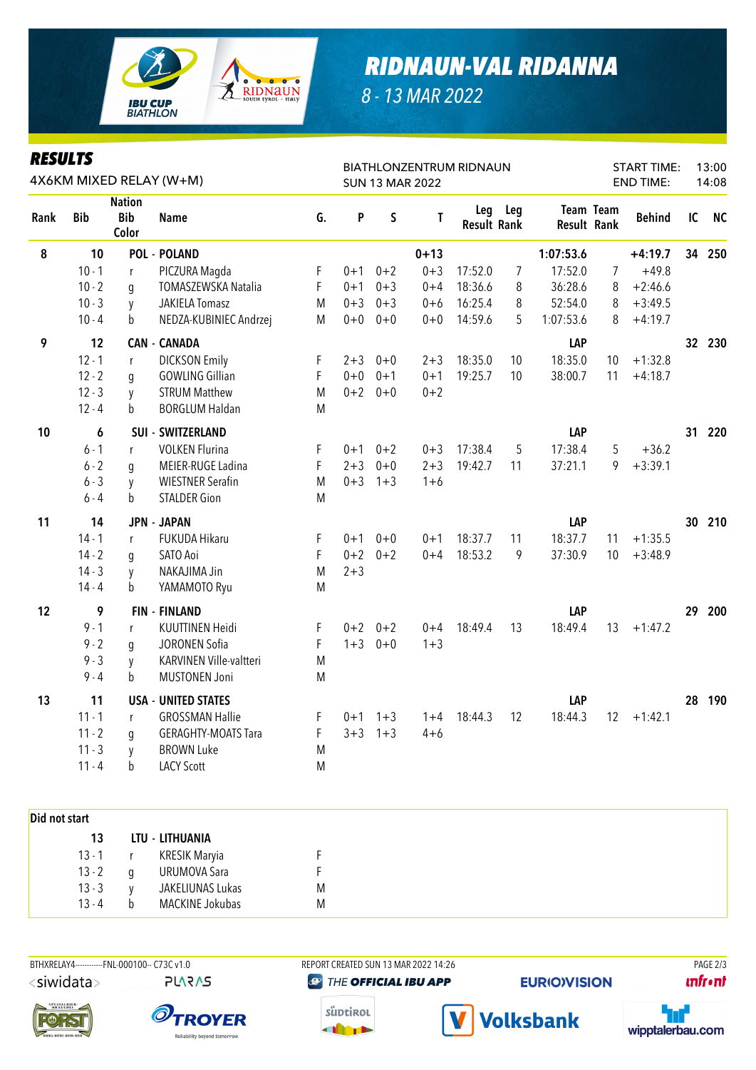# RIDNAUN-VAL RIDANNA

8 - 13 MAR 2022

## RESULTS

4X6KM MIXED RELAY (W+M)

BIATHLONZENTRUM RIDNAUN
SUN 13 MAR 2022

START TIME: 13:00
END TIME: 14:08

| Rank | Bib | Nation Bib Color | Name | G. | P | S | T | Leg Result | Leg Rank | Team Result | Team Rank | Behind | IC | NC |
|---|---|---|---|---|---|---|---|---|---|---|---|---|---|---|
| 8 | 10 | | POL - POLAND | | | | 0+13 | | | 1:07:53.6 | | +4:19.7 | 34 | 250 |
| | 10 - 1 | r | PICZURA Magda | F | 0+1 | 0+2 | 0+3 | 17:52.0 | 7 | 17:52.0 | 7 | +49.8 | | |
| | 10 - 2 | g | TOMASZEWSKA Natalia | F | 0+1 | 0+3 | 0+4 | 18:36.6 | 8 | 36:28.6 | 8 | +2:46.6 | | |
| | 10 - 3 | y | JAKIELA Tomasz | M | 0+3 | 0+3 | 0+6 | 16:25.4 | 8 | 52:54.0 | 8 | +3:49.5 | | |
| | 10 - 4 | b | NEDZA-KUBINIEC Andrzej | M | 0+0 | 0+0 | 0+0 | 14:59.6 | 5 | 1:07:53.6 | 8 | +4:19.7 | | |
| 9 | 12 | | CAN - CANADA | | | | | | | LAP | | | 32 | 230 |
| | 12 - 1 | r | DICKSON Emily | F | 2+3 | 0+0 | 2+3 | 18:35.0 | 10 | 18:35.0 | 10 | +1:32.8 | | |
| | 12 - 2 | g | GOWLING Gillian | F | 0+0 | 0+1 | 0+1 | 19:25.7 | 10 | 38:00.7 | 11 | +4:18.7 | | |
| | 12 - 3 | y | STRUM Matthew | M | 0+2 | 0+0 | 0+2 | | | | | | | |
| | 12 - 4 | b | BORGLUM Haldan | M | | | | | | | | | | |
| 10 | 6 | | SUI - SWITZERLAND | | | | | | | LAP | | | 31 | 220 |
| | 6 - 1 | r | VOLKEN Flurina | F | 0+1 | 0+2 | 0+3 | 17:38.4 | 5 | 17:38.4 | 5 | +36.2 | | |
| | 6 - 2 | g | MEIER-RUGE Ladina | F | 2+3 | 0+0 | 2+3 | 19:42.7 | 11 | 37:21.1 | 9 | +3:39.1 | | |
| | 6 - 3 | y | WIESTNER Serafin | M | 0+3 | 1+3 | 1+6 | | | | | | | |
| | 6 - 4 | b | STALDER Gion | M | | | | | | | | | | |
| 11 | 14 | | JPN - JAPAN | | | | | | | LAP | | | 30 | 210 |
| | 14 - 1 | r | FUKUDA Hikaru | F | 0+1 | 0+0 | 0+1 | 18:37.7 | 11 | 18:37.7 | 11 | +1:35.5 | | |
| | 14 - 2 | g | SATO Aoi | F | 0+2 | 0+2 | 0+4 | 18:53.2 | 9 | 37:30.9 | 10 | +3:48.9 | | |
| | 14 - 3 | y | NAKAJIMA Jin | M | 2+3 | | | | | | | | | |
| | 14 - 4 | b | YAMAMOTO Ryu | M | | | | | | | | | | |
| 12 | 9 | | FIN - FINLAND | | | | | | | LAP | | | 29 | 200 |
| | 9 - 1 | r | KUUTTINEN Heidi | F | 0+2 | 0+2 | 0+4 | 18:49.4 | 13 | 18:49.4 | 13 | +1:47.2 | | |
| | 9 - 2 | g | JORONEN Sofia | F | 1+3 | 0+0 | 1+3 | | | | | | | |
| | 9 - 3 | y | KARVINEN Ville-valtteri | M | | | | | | | | | | |
| | 9 - 4 | b | MUSTONEN Joni | M | | | | | | | | | | |
| 13 | 11 | | USA - UNITED STATES | | | | | | | LAP | | | 28 | 190 |
| | 11 - 1 | r | GROSSMAN Hallie | F | 0+1 | 1+3 | 1+4 | 18:44.3 | 12 | 18:44.3 | 12 | +1:42.1 | | |
| | 11 - 2 | g | GERAGHTY-MOATS Tara | F | 3+3 | 1+3 | 4+6 | | | | | | | |
| | 11 - 3 | y | BROWN Luke | M | | | | | | | | | | |
| | 11 - 4 | b | LACY Scott | M | | | | | | | | | | |

### Did not start

| Bib | Nation Bib Color | Name | G. |
|---|---|---|---|
| 13 | | LTU - LITHUANIA | |
| 13 - 1 | r | KRESIK Maryia | F |
| 13 - 2 | g | URUMOVA Sara | F |
| 13 - 3 | y | JAKELIUNAS Lukas | M |
| 13 - 4 | b | MACKINE Jokubas | M |

BTHXRELAY4-----------FNL-000100-- C73C v1.0 REPORT CREATED SUN 13 MAR 2022 14:26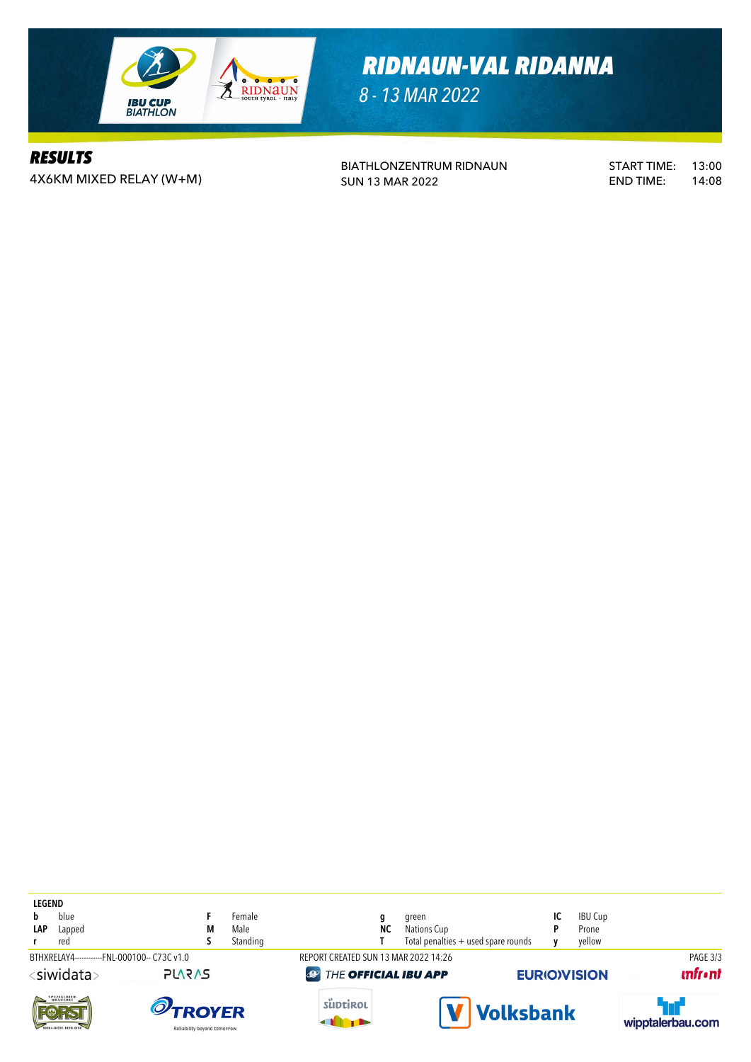# RIDNAUN-VAL RIDANNA

*8 - 13 MAR 2022*

## RESULTS

4X6KM MIXED RELAY (W+M)

BIATHLONZENTRUM RIDNAUN
SUN 13 MAR 2022

START TIME: 13:00
END TIME: 14:08

**LEGEND**

| | | | | | | | |
|---|---|---|---|---|---|---|---|
| **b** | blue | **F** | Female | **g** | green | **IC** | IBU Cup |
| **LAP** | Lapped | **M** | Male | **NC** | Nations Cup | **P** | Prone |
| **r** | red | **S** | Standing | **T** | Total penalties + used spare rounds | **y** | yellow |

BTHXRELAY4-----------FNL-000100-- C73C v1.0

REPORT CREATED SUN 13 MAR 2022 14:26